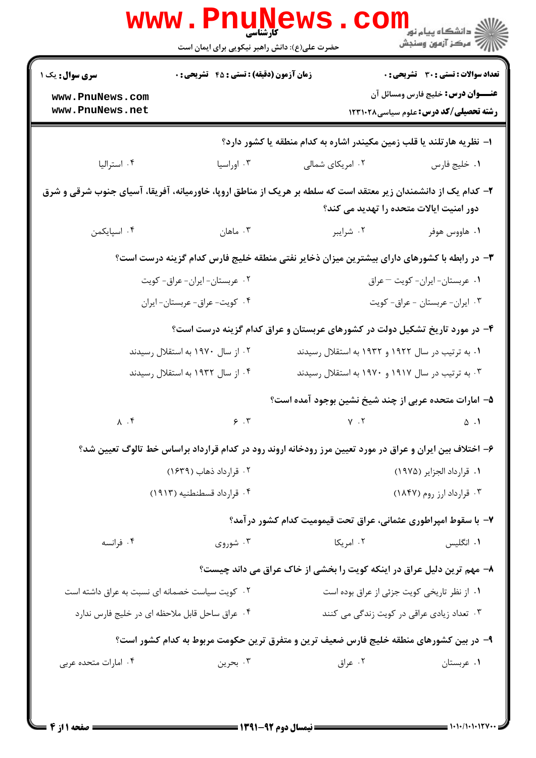کارشناسی

حضرت علی(ع): دانش راهبر نیکویی برای ایمان است

دانشگاه پیام نور
مرکز آزمون وسنجش

**سری سوال:** یک ۱

**زمان آزمون (دقیقه) : تستی : ۴۵ تشریحی : ۰**

**تعداد سوالات : تستی : ۳۰ تشریحی : ۰**

**عنـــوان درس:** خلیج فارس ومسائل آن

**رشته تحصیلی/کد درس:** علوم سیاسی ۱۲۳۱۰۲۸

۱- نظریه هارتلند یا قلب زمین مکیندر اشاره به کدام منطقه یا کشور دارد؟

۱. خلیج فارس ۲. امریکای شمالی ۳. اوراسیا ۴. استرالیا

۲- کدام یک از دانشمندان زیر معتقد است که سلطه بر هریک از مناطق اروپا، خاورمیانه، آفریقا، آسیای جنوب شرقی و شرق دور امنیت ایالات متحده را تهدید می کند؟

۱. هاووس هوفر ۲. شرایبر ۳. ماهان ۴. اسپایکمن

۳- در رابطه با کشورهای دارای بیشترین میزان ذخایر نفتی منطقه خلیج فارس کدام گزینه درست است؟

۱. عربستان- ایران- کویت – عراق
۲. عربستان- ایران- عراق- کویت
۳. ایران- عربستان - عراق- کویت
۴. کویت- عراق- عربستان- ایران

۴- در مورد تاریخ تشکیل دولت در کشورهای عربستان و عراق کدام گزینه درست است؟

۱. به ترتیب در سال ۱۹۲۲ و ۱۹۳۲ به استقلال رسیدند
۲. از سال ۱۹۷۰ به استقلال رسیدند
۳. به ترتیب در سال ۱۹۱۷ و ۱۹۷۰ به استقلال رسیدند
۴. از سال ۱۹۳۲ به استقلال رسیدند

۵- امارات متحده عربی از چند شیخ نشین بوجود آمده است؟

۱. ۵ ۲. ۷ ۳. ۶ ۴. ۸

۶- اختلاف بین ایران و عراق در مورد تعیین مرز رودخانه اروند رود در کدام قرارداد براساس خط تالوگ تعیین شد؟

۱. قرارداد الجزایر (۱۹۷۵)
۲. قرارداد ذهاب (۱۶۳۹)
۳. قرارداد ارز روم (۱۸۴۷)
۴. قرارداد قسطنطنیه (۱۹۱۳)

۷- با سقوط امپراطوری عثمانی، عراق تحت قیمومیت کدام کشور درآمد؟

۱. انگلیس ۲. امریکا ۳. شوروی ۴. فرانسه

۸- مهم ترین دلیل عراق در اینکه کویت را بخشی از خاک عراق می داند چیست؟

۱. از نظر تاریخی کویت جزئی از عراق بوده است
۲. کویت سیاست خصمانه ای نسبت به عراق داشته است
۳. تعداد زیادی عراقی در کویت زندگی می کنند
۴. عراق ساحل قابل ملاحظه ای در خلیج فارس ندارد

۹- در بین کشورهای منطقه خلیج فارس ضعیف ترین و متفرق ترین حکومت مربوط به کدام کشور است؟

۱. عربستان ۲. عراق ۳. بحرین ۴. امارات متحده عربی

نیمسال دوم ۹۲-۱۳۹۱

۱۰۱۰/۱۰۱۰۱۲۷۰۰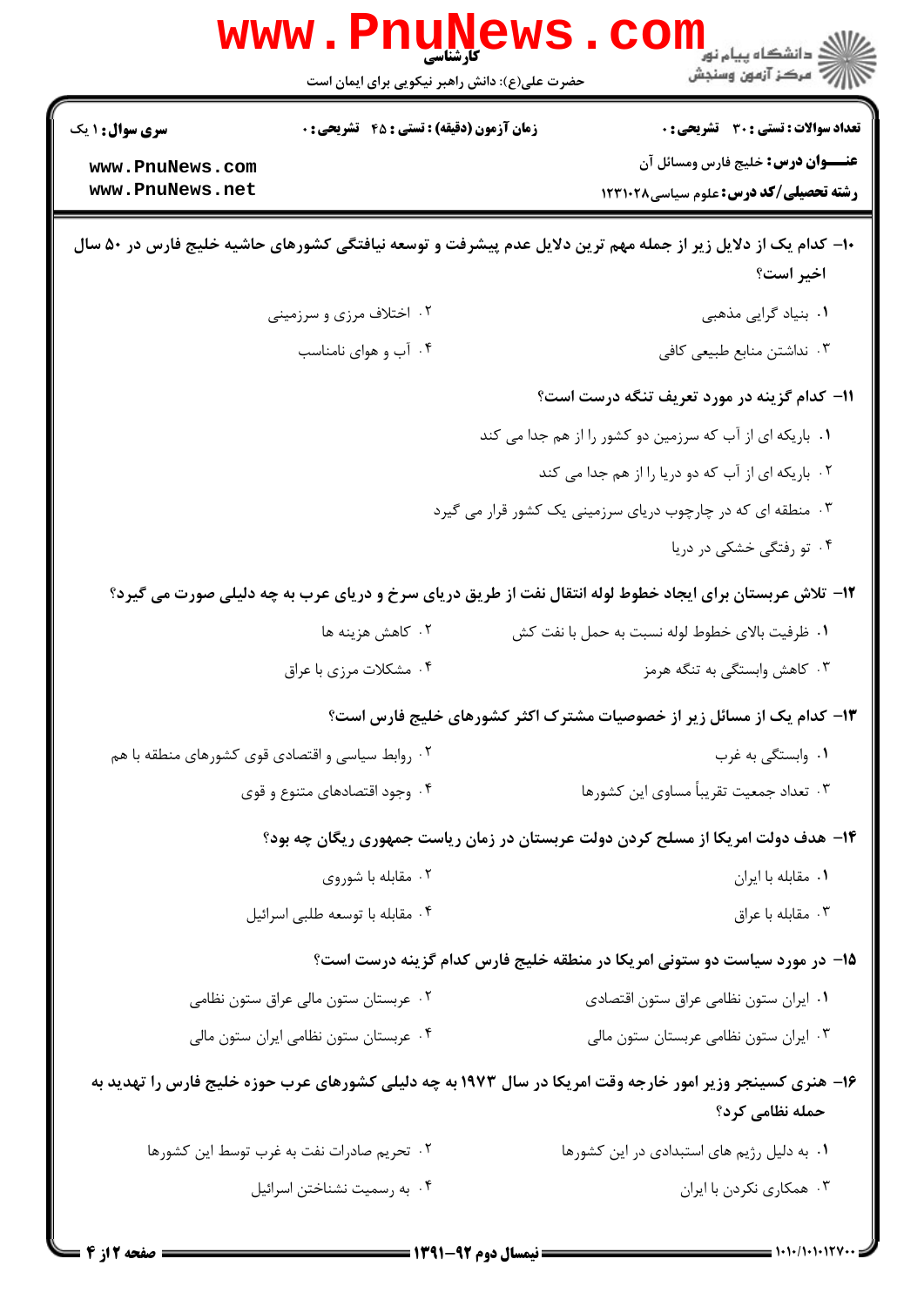**تعداد سوالات : تستی : ۳۰ تشریحی : ۰** | **زمان آزمون (دقیقه) : تستی : ۴۵ تشریحی : ۰** | **سری سوال : ۱ یک**

**عنـــوان درس:** خلیج فارس ومسائل آن

**رشته تحصیلی/کد درس:** علوم سیاسی ۱۲۳۱۰۲۸

**۱۰- کدام یک از دلایل زیر از جمله مهم ترین دلایل عدم پیشرفت و توسعه نیافتگی کشورهای حاشیه خلیج فارس در ۵۰ سال اخیر است؟**

۱. بنیاد گرایی مذهبی

۲. اختلاف مرزی و سرزمینی

۳. نداشتن منابع طبیعی کافی

۴. آب و هوای نامناسب

**۱۱- کدام گزینه در مورد تعریف تنگه درست است؟**

۱. باریکه ای از آب که سرزمین دو کشور را از هم جدا می کند

۲. باریکه ای از آب که دو دریا را از هم جدا می کند

۳. منطقه ای که در چارچوب دریای سرزمینی یک کشور قرار می گیرد

۴. تو رفتگی خشکی در دریا

**۱۲- تلاش عربستان برای ایجاد خطوط لوله انتقال نفت از طریق دریای سرخ و دریای عرب به چه دلیلی صورت می گیرد؟**

۱. ظرفیت بالای خطوط لوله نسبت به حمل با نفت کش

۲. کاهش هزینه ها

۳. کاهش وابستگی به تنگه هرمز

۴. مشکلات مرزی با عراق

**۱۳- کدام یک از مسائل زیر از خصوصیات مشترک اکثر کشورهای خلیج فارس است؟**

۱. وابستگی به غرب

۲. روابط سیاسی و اقتصادی قوی کشورهای منطقه با هم

۳. تعداد جمعیت تقریباً مساوی این کشورها

۴. وجود اقتصادهای متنوع و قوی

**۱۴- هدف دولت امریکا از مسلح کردن دولت عربستان در زمان ریاست جمهوری ریگان چه بود؟**

۱. مقابله با ایران

۲. مقابله با شوروی

۳. مقابله با عراق

۴. مقابله با توسعه طلبی اسرائیل

**۱۵- در مورد سیاست دو ستونی امریکا در منطقه خلیج فارس کدام گزینه درست است؟**

۱. ایران ستون نظامی عراق ستون اقتصادی

۲. عربستان ستون مالی عراق ستون نظامی

۳. ایران ستون نظامی عربستان ستون مالی

۴. عربستان ستون نظامی ایران ستون مالی

**۱۶- هنری کسینجر وزیر امور خارجه وقت امریکا در سال ۱۹۷۳ به چه دلیلی کشورهای عرب حوزه خلیج فارس را تهدید به حمله نظامی کرد؟**

۱. به دلیل رژیم های استبدادی در این کشورها

۲. تحریم صادرات نفت به غرب توسط این کشورها

۳. همکاری نکردن با ایران

۴. به رسمیت نشناختن اسرائیل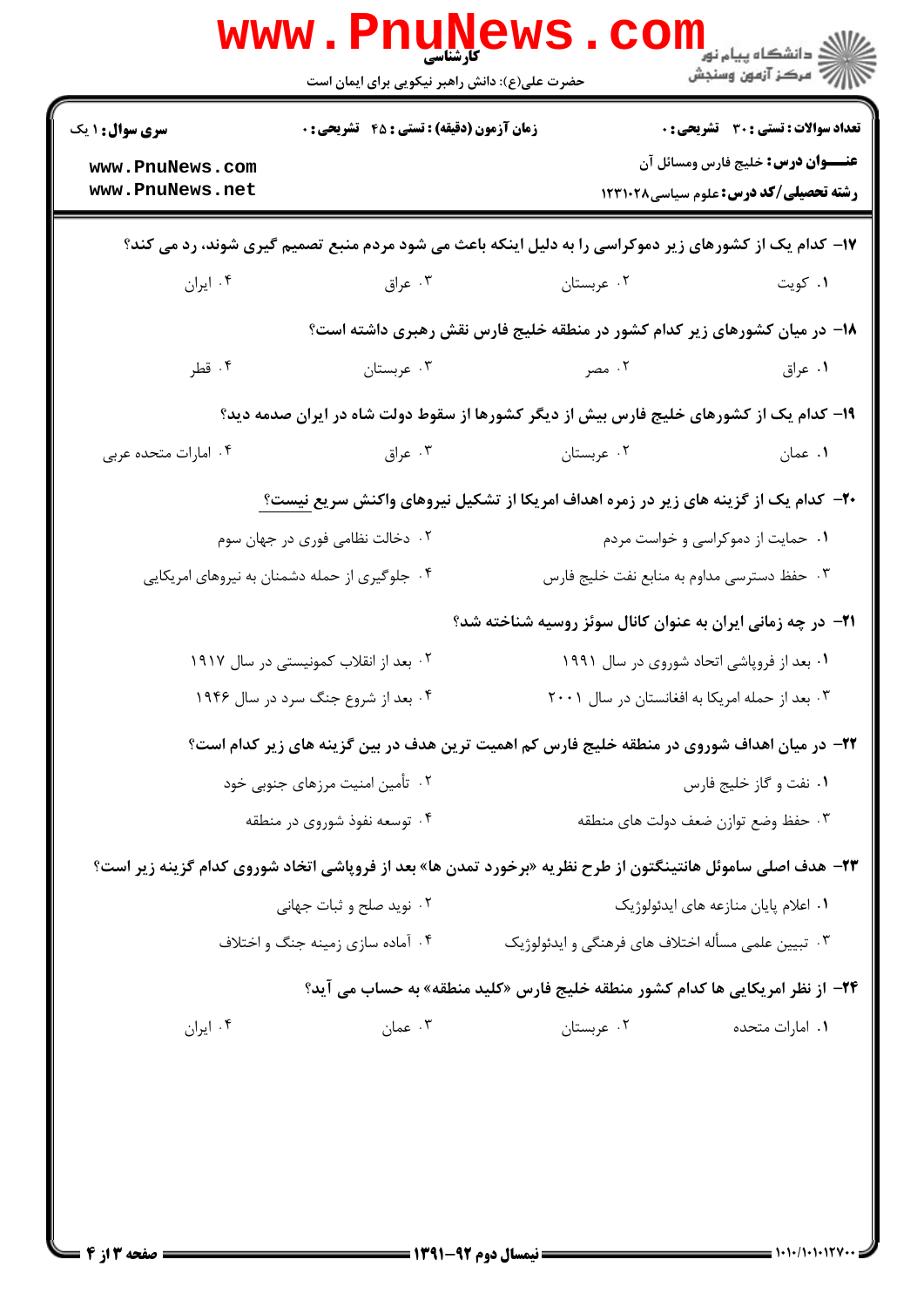**تعداد سوالات: تستی: ۳۰ تشریحی: ۰** | **زمان آزمون (دقیقه): تستی: ۴۵ تشریحی: ۰** | **سری سوال: ۱ یک**

**عنـــوان درس:** خلیج فارس ومسائل آن

**رشته تحصیلی/کد درس:** علوم سیاسی۱۲۳۱۰۲۸

۱۷- کدام یک از کشورهای زیر دموکراسی را به دلیل اینکه باعث می شود مردم منبع تصمیم گیری شوند، رد می کند؟

۱. کویت
۲. عربستان
۳. عراق
۴. ایران

۱۸- در میان کشورهای زیر کدام کشور در منطقه خلیج فارس نقش رهبری داشته است؟

۱. عراق
۲. مصر
۳. عربستان
۴. قطر

۱۹- کدام یک از کشورهای خلیج فارس بیش از دیگر کشورها از سقوط دولت شاه در ایران صدمه دید؟

۱. عمان
۲. عربستان
۳. عراق
۴. امارات متحده عربی

۲۰- کدام یک از گزینه های زیر در زمره اهداف امریکا از تشکیل نیروهای واکنش سریع نیست؟

۱. حمایت از دموکراسی و خواست مردم
۲. دخالت نظامی فوری در جهان سوم
۳. حفظ دسترسی مداوم به منابع نفت خلیج فارس
۴. جلوگیری از حمله دشمنان به نیروهای امریکایی

۲۱- در چه زمانی ایران به عنوان کانال سوئز روسیه شناخته شد؟

۱. بعد از فروپاشی اتحاد شوروی در سال ۱۹۹۱
۲. بعد از انقلاب کمونیستی در سال ۱۹۱۷
۳. بعد از حمله امریکا به افغانستان در سال ۲۰۰۱
۴. بعد از شروع جنگ سرد در سال ۱۹۴۶

۲۲- در میان اهداف شوروی در منطقه خلیج فارس کم اهمیت ترین هدف در بین گزینه های زیر کدام است؟

۱. نفت و گاز خلیج فارس
۲. تأمین امنیت مرزهای جنوبی خود
۳. حفظ وضع توازن ضعف دولت های منطقه
۴. توسعه نفوذ شوروی در منطقه

۲۳- هدف اصلی ساموئل هانتینگتون از طرح نظریه «برخورد تمدن ها» بعد از فروپاشی اتحاد شوروی کدام گزینه زیر است؟

۱. اعلام پایان منازعه های ایدئولوژیک
۲. نوید صلح و ثبات جهانی
۳. تبیین علمی مسأله اختلاف های فرهنگی و ایدئولوژیک
۴. آماده سازی زمینه جنگ و اختلاف

۲۴- از نظر امریکایی ها کدام کشور منطقه خلیج فارس «کلید منطقه» به حساب می آید؟

۱. امارات متحده
۲. عربستان
۳. عمان
۴. ایران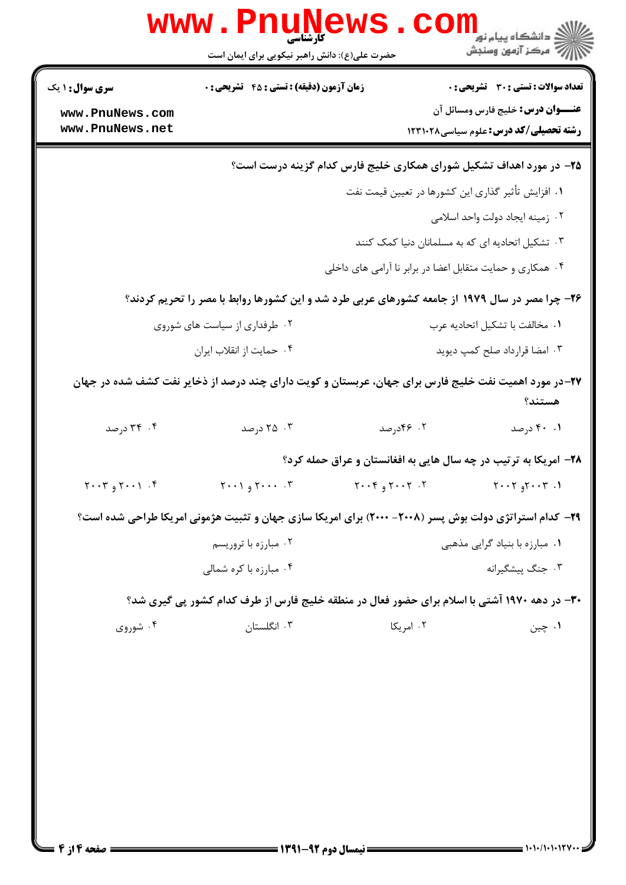۲۵- در مورد اهداف تشکیل شورای همکاری خلیج فارس کدام گزینه درست است؟

۱. افزایش تأثیر گذاری این کشورها در تعیین قیمت نفت

۲. زمینه ایجاد دولت واحد اسلامی

۳. تشکیل اتحادیه ای که به مسلمانان دنیا کمک کنند

۴. همکاری و حمایت متقابل اعضا در برابر نا آرامی های داخلی

۲۶- چرا مصر در سال ۱۹۷۹ از جامعه کشورهای عربی طرد شد و این کشورها روابط با مصر را تحریم کردند؟

۱. مخالفت با تشکیل اتحادیه عرب

۲. طرفداری از سیاست های شوروی

۳. امضا قرارداد صلح کمپ دیوید

۴. حمایت از انقلاب ایران

۲۷-در مورد اهمیت نفت خلیج فارس برای جهان، عربستان و کویت دارای چند درصد از ذخایر نفت کشف شده در جهان هستند؟

۱. ۴۰ درصد

۲. ۴۶درصد

۳. ۲۵ درصد

۴. ۳۴ درصد

۲۸- امریکا به ترتیب در چه سال هایی به افغانستان و عراق حمله کرد؟

۱. ۲۰۰۳و ۲۰۰۲

۲. ۲۰۰۲ و ۲۰۰۴

۳. ۲۰۰۰ و ۲۰۰۱

۴. ۲۰۰۱ و ۲۰۰۳

۲۹- کدام استراتژی دولت بوش پسر (۲۰۰۸- ۲۰۰۰) برای امریکا سازی جهان و تثبیت هژمونی امریکا طراحی شده است؟

۱. مبارزه با بنیاد گرایی مذهبی

۲. مبارزه با تروریسم

۳. جنگ پیشگیرانه

۴. مبارزه با کره شمالی

۳۰- در دهه ۱۹۷۰ آشتی با اسلام برای حضور فعال در منطقه خلیج فارس از طرف کدام کشور پی گیری شد؟

۱. چین

۲. امریکا

۳. انگلستان

۴. شوروی